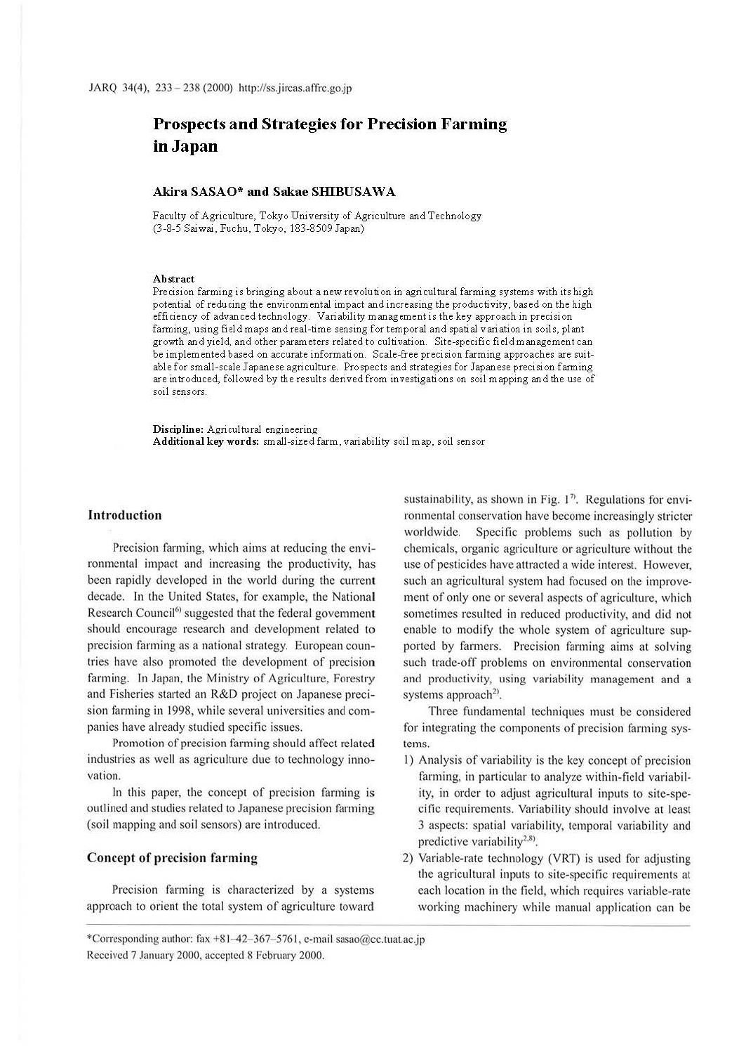# Prospects and Strategies for Precision Farming in Japan

**Akira SASAO* and Sakae SHIBUSAWA**

Faculty of Agriculture, Tokyo University of Agriculture and Technology
(3-8-5 Saiwai, Fuchu, Tokyo, 183-8509 Japan)

### Abstract

Precision farming is bringing about a new revolution in agricultural farming systems with its high potential of reducing the environmental impact and increasing the productivity, based on the high efficiency of advanced technology. Variability management is the key approach in precision farming, using field maps and real-time sensing for temporal and spatial variation in soils, plant growth and yield, and other parameters related to cultivation. Site-specific field management can be implemented based on accurate information. Scale-free precision farming approaches are suitable for small-scale Japanese agriculture. Prospects and strategies for Japanese precision farming are introduced, followed by the results derived from investigations on soil mapping and the use of soil sensors.

**Discipline:** Agricultural engineering
**Additional key words:** small-sized farm, variability soil map, soil sensor

## Introduction

Precision farming, which aims at reducing the environmental impact and increasing the productivity, has been rapidly developed in the world during the current decade. In the United States, for example, the National Research Council[6] suggested that the federal government should encourage research and development related to precision farming as a national strategy. European countries have also promoted the development of precision farming. In Japan, the Ministry of Agriculture, Forestry and Fisheries started an R&D project on Japanese precision farming in 1998, while several universities and companies have already studied specific issues.

Promotion of precision farming should affect related industries as well as agriculture due to technology innovation.

In this paper, the concept of precision farming is outlined and studies related to Japanese precision farming (soil mapping and soil sensors) are introduced.

## Concept of precision farming

Precision farming is characterized by a systems approach to orient the total system of agriculture toward sustainability, as shown in Fig. 1[7]. Regulations for environmental conservation have become increasingly stricter worldwide. Specific problems such as pollution by chemicals, organic agriculture or agriculture without the use of pesticides have attracted a wide interest. However, such an agricultural system had focused on the improvement of only one or several aspects of agriculture, which sometimes resulted in reduced productivity, and did not enable to modify the whole system of agriculture supported by farmers. Precision farming aims at solving such trade-off problems on environmental conservation and productivity, using variability management and a systems approach[2].

Three fundamental techniques must be considered for integrating the components of precision farming systems.

1) Analysis of variability is the key concept of precision farming, in particular to analyze within-field variability, in order to adjust agricultural inputs to site-specific requirements. Variability should involve at least 3 aspects: spatial variability, temporal variability and predictive variability[2,8].
2) Variable-rate technology (VRT) is used for adjusting the agricultural inputs to site-specific requirements at each location in the field, which requires variable-rate working machinery while manual application can be

*Corresponding author: fax +81-42-367-5761, e-mail sasao@cc.tuat.ac.jp
Received 7 January 2000, accepted 8 February 2000.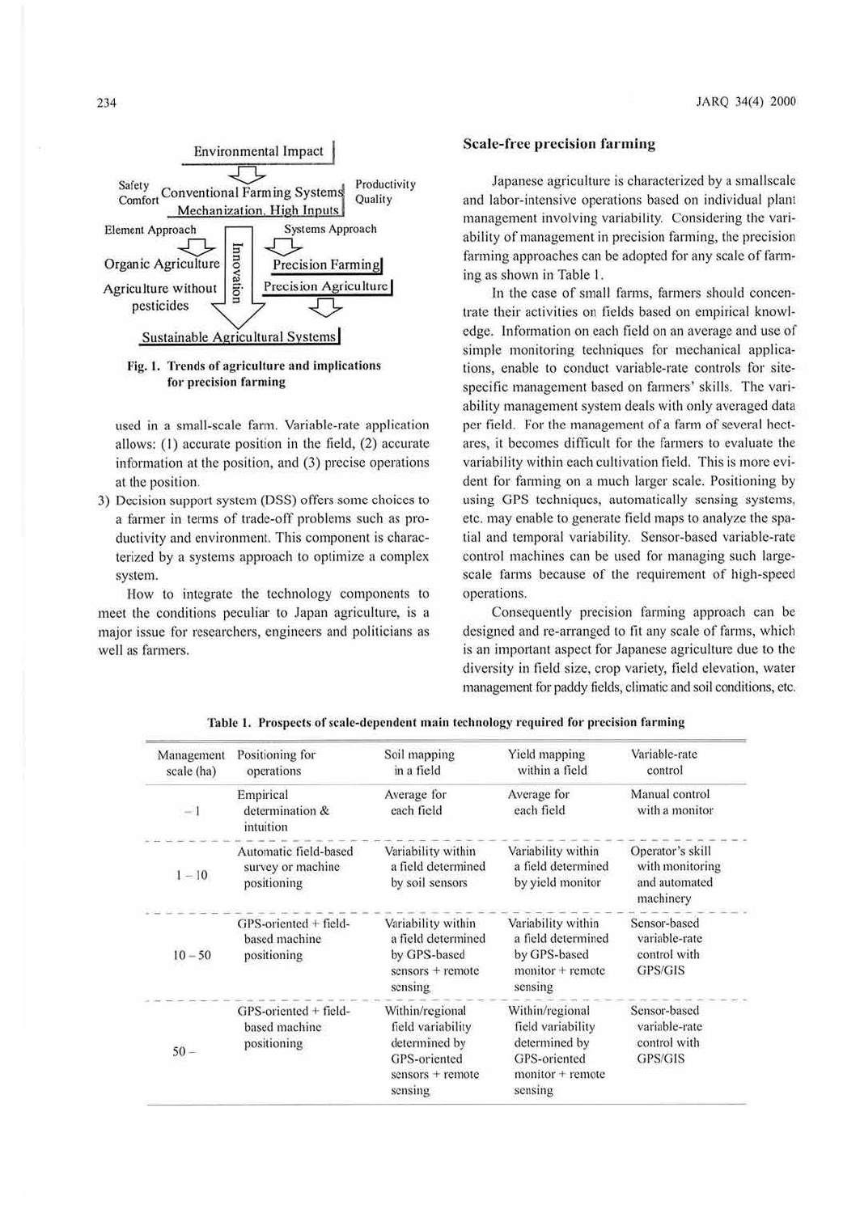Fig. 1. Trends of agriculture and implications for precision farming

used in a small-scale farm. Variable-rate application allows: (1) accurate position in the field, (2) accurate information at the position, and (3) precise operations at the position.

3) Decision support system (DSS) offers some choices to a farmer in terms of trade-off problems such as productivity and environment. This component is characterized by a systems approach to optimize a complex system.

How to integrate the technology components to meet the conditions peculiar to Japan agriculture, is a major issue for researchers, engineers and politicians as well as farmers.

## Scale-free precision farming

Japanese agriculture is characterized by a smallscale and labor-intensive operations based on individual plant management involving variability. Considering the variability of management in precision farming, the precision farming approaches can be adopted for any scale of farming as shown in Table 1.

In the case of small farms, farmers should concentrate their activities on fields based on empirical knowledge. Information on each field on an average and use of simple monitoring techniques for mechanical applications, enable to conduct variable-rate controls for site-specific management based on farmers' skills. The variability management system deals with only averaged data per field. For the management of a farm of several hectares, it becomes difficult for the farmers to evaluate the variability within each cultivation field. This is more evident for farming on a much larger scale. Positioning by using GPS techniques, automatically sensing systems, etc. may enable to generate field maps to analyze the spatial and temporal variability. Sensor-based variable-rate control machines can be used for managing such large-scale farms because of the requirement of high-speed operations.

Consequently precision farming approach can be designed and re-arranged to fit any scale of farms, which is an important aspect for Japanese agriculture due to the diversity in field size, crop variety, field elevation, water management for paddy fields, climatic and soil conditions, etc.

Table 1. Prospects of scale-dependent main technology required for precision farming

| Management scale (ha) | Positioning for operations | Soil mapping in a field | Yield mapping within a field | Variable-rate control |
|---|---|---|---|---|
| – 1 | Empirical determination & intuition | Average for each field | Average for each field | Manual control with a monitor |
| 1 – 10 | Automatic field-based survey or machine positioning | Variability within a field determined by soil sensors | Variability within a field determined by yield monitor | Operator's skill with monitoring and automated machinery |
| 10 – 50 | GPS-oriented + field-based machine positioning | Variability within a field determined by GPS-based sensors + remote sensing | Variability within a field determined by GPS-based monitor + remote sensing | Sensor-based variable-rate control with GPS/GIS |
| 50 – | GPS-oriented + field-based machine positioning | Within/regional field variability determined by GPS-oriented sensors + remote sensing | Within/regional field variability determined by GPS-oriented monitor + remote sensing | Sensor-based variable-rate control with GPS/GIS |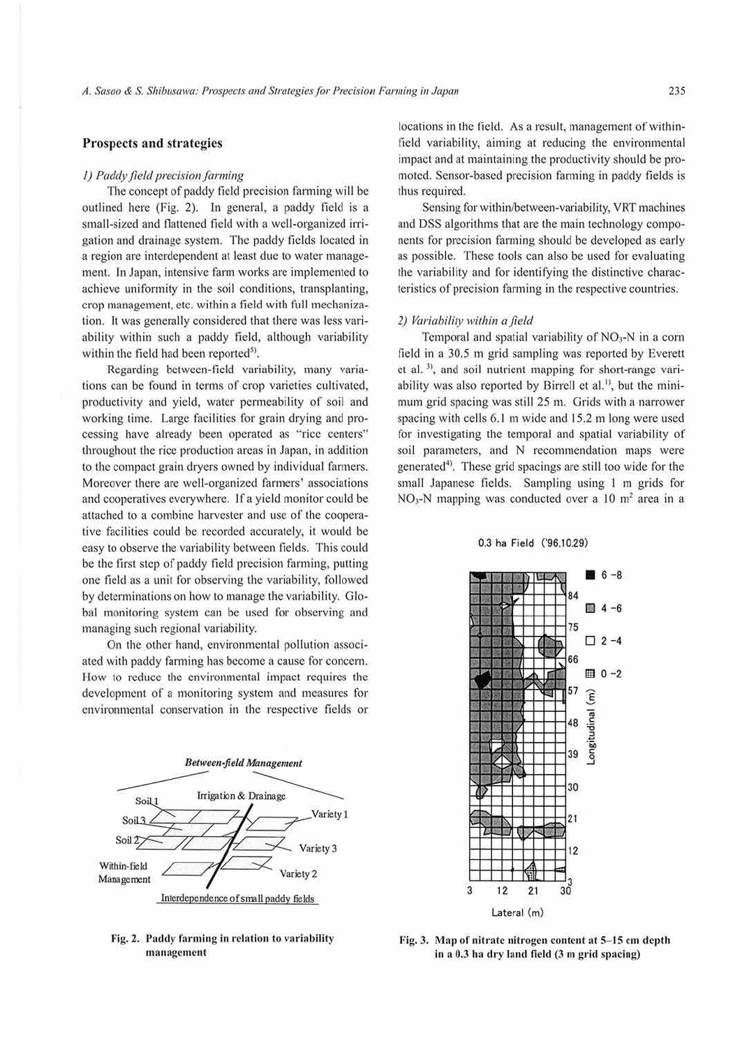## Prospects and strategies

### *1) Paddy field precision farming*

The concept of paddy field precision farming will be outlined here (Fig. 2). In general, a paddy field is a small-sized and flattened field with a well-organized irrigation and drainage system. The paddy fields located in a region are interdependent at least due to water management. In Japan, intensive farm works are implemented to achieve uniformity in the soil conditions, transplanting, crop management, etc. within a field with full mechanization. It was generally considered that there was less variability within such a paddy field, although variability within the field had been reported[5].

Regarding between-field variability, many variations can be found in terms of crop varieties cultivated, productivity and yield, water permeability of soil and working time. Large facilities for grain drying and processing have already been operated as "rice centers" throughout the rice production areas in Japan, in addition to the compact grain dryers owned by individual farmers. Moreover there are well-organized farmers' associations and cooperatives everywhere. If a yield monitor could be attached to a combine harvester and use of the cooperative facilities could be recorded accurately, it would be easy to observe the variability between fields. This could be the first step of paddy field precision farming, putting one field as a unit for observing the variability, followed by determinations on how to manage the variability. Global monitoring system can be used for observing and managing such regional variability.

On the other hand, environmental pollution associated with paddy farming has become a cause for concern. How to reduce the environmental impact requires the development of a monitoring system and measures for environmental conservation in the respective fields or locations in the field. As a result, management of within-field variability, aiming at reducing the environmental impact and at maintaining the productivity should be promoted. Sensor-based precision farming in paddy fields is thus required.

Sensing for within/between-variability, VRT machines and DSS algorithms that are the main technology components for precision farming should be developed as early as possible. These tools can also be used for evaluating the variability and for identifying the distinctive characteristics of precision farming in the respective countries.

**Fig. 2. Paddy farming in relation to variability management**

### *2) Variability within a field*

Temporal and spatial variability of $NO_3$-N in a corn field in a 30.5 m grid sampling was reported by Everett et al.[3], and soil nutrient mapping for short-range variability was also reported by Birrell et al.[1], but the minimum grid spacing was still 25 m. Grids with a narrower spacing with cells 6.1 m wide and 15.2 m long were used for investigating the temporal and spatial variability of soil parameters, and N recommendation maps were generated[4]. These grid spacings are still too wide for the small Japanese fields. Sampling using 1 m grids for $NO_3$-N mapping was conducted over a 10 $m^2$ area in a

**Fig. 3. Map of nitrate nitrogen content at 5–15 cm depth in a 0.3 ha dry land field (3 m grid spacing)**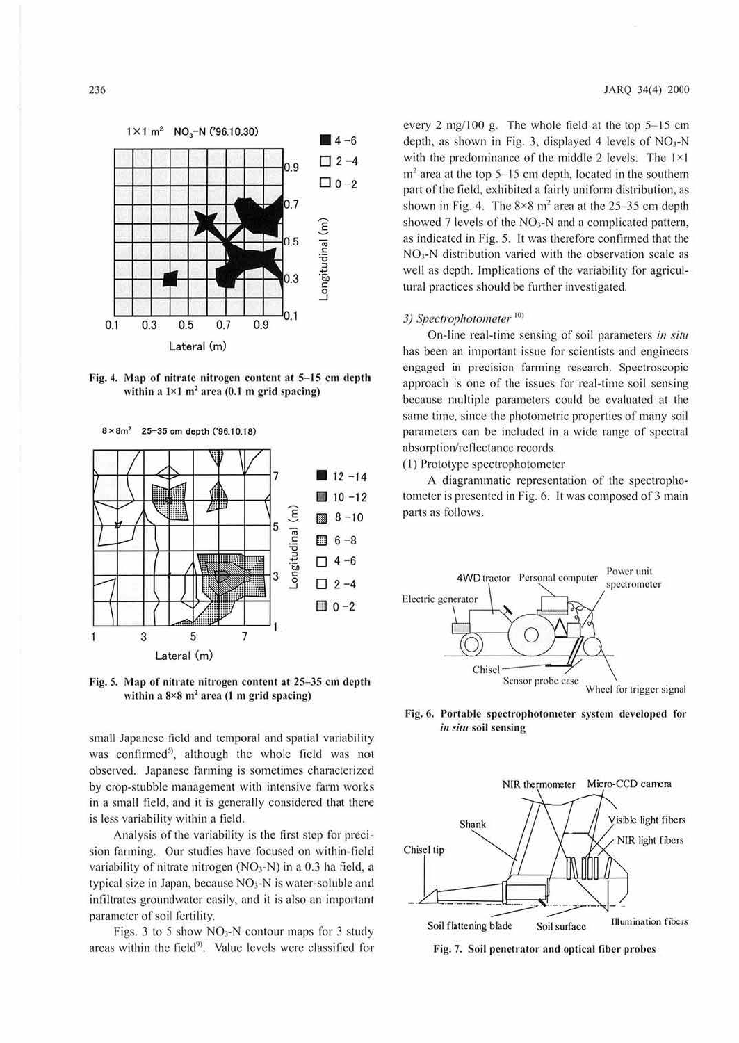Fig. 4. Map of nitrate nitrogen content at 5–15 cm depth within a 1×1 $m^2$ area (0.1 m grid spacing)

Fig. 5. Map of nitrate nitrogen content at 25–35 cm depth within a 8×8 $m^2$ area (1 m grid spacing)

small Japanese field and temporal and spatial variability was confirmed[5], although the whole field was not observed. Japanese farming is sometimes characterized by crop-stubble management with intensive farm works in a small field, and it is generally considered that there is less variability within a field.

Analysis of the variability is the first step for precision farming. Our studies have focused on within-field variability of nitrate nitrogen ($NO_3$-N) in a 0.3 ha field, a typical size in Japan, because $NO_3$-N is water-soluble and infiltrates groundwater easily, and it is also an important parameter of soil fertility.

Figs. 3 to 5 show $NO_3$-N contour maps for 3 study areas within the field[9]. Value levels were classified for every 2 mg/100 g. The whole field at the top 5–15 cm depth, as shown in Fig. 3, displayed 4 levels of $NO_3$-N with the predominance of the middle 2 levels. The 1×1 $m^2$ area at the top 5–15 cm depth, located in the southern part of the field, exhibited a fairly uniform distribution, as shown in Fig. 4. The 8×8 $m^2$ area at the 25–35 cm depth showed 7 levels of the $NO_3$-N and a complicated pattern, as indicated in Fig. 5. It was therefore confirmed that the $NO_3$-N distribution varied with the observation scale as well as depth. Implications of the variability for agricultural practices should be further investigated.

### 3) *Spectrophotometer* [10]

On-line real-time sensing of soil parameters *in situ* has been an important issue for scientists and engineers engaged in precision farming research. Spectroscopic approach is one of the issues for real-time soil sensing because multiple parameters could be evaluated at the same time, since the photometric properties of many soil parameters can be included in a wide range of spectral absorption/reflectance records.

(1) Prototype spectrophotometer

A diagrammatic representation of the spectrophotometer is presented in Fig. 6. It was composed of 3 main parts as follows.

Fig. 6. Portable spectrophotometer system developed for *in situ* soil sensing

Fig. 7. Soil penetrator and optical fiber probes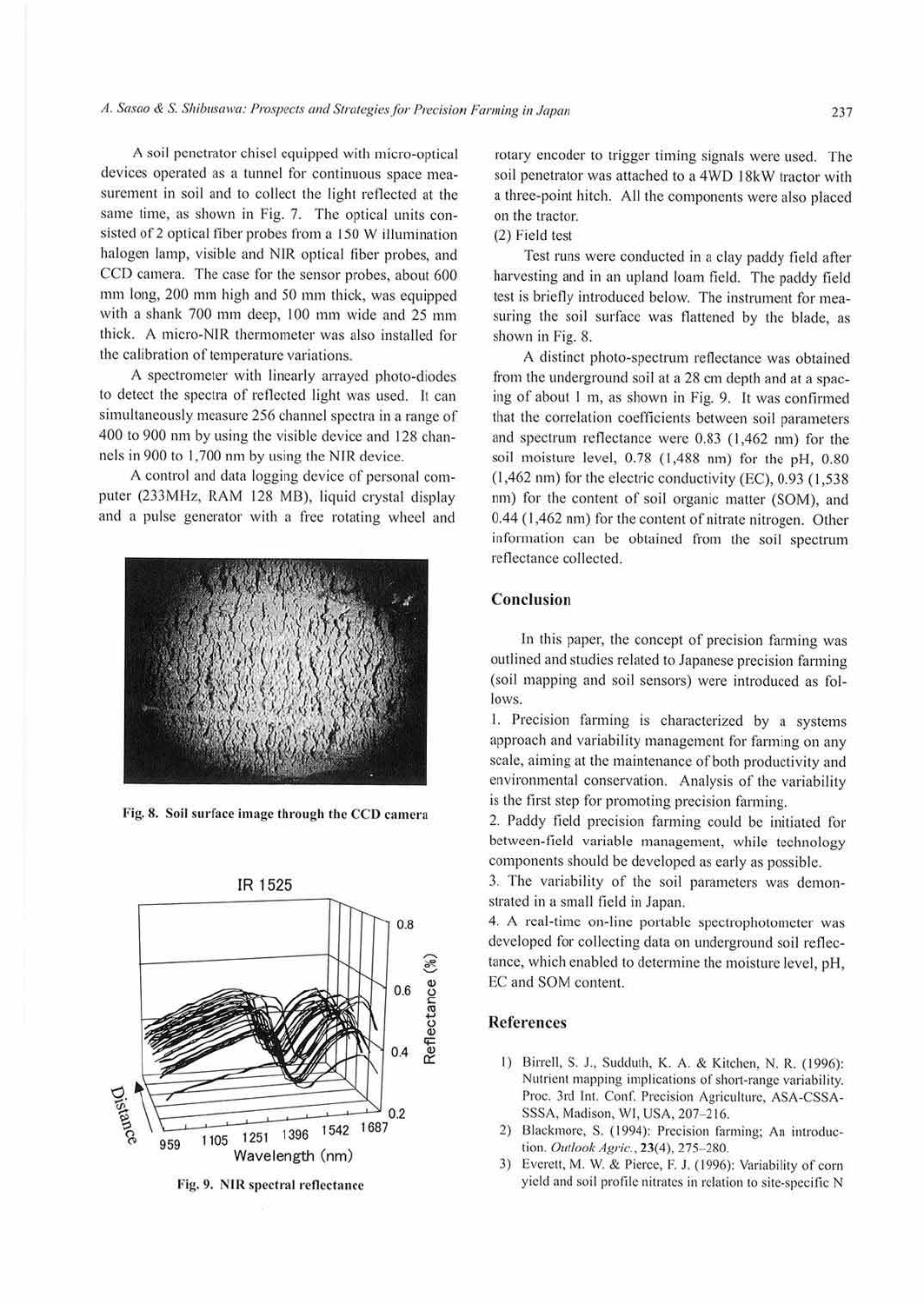A soil penetrator chisel equipped with micro-optical devices operated as a tunnel for continuous space measurement in soil and to collect the light reflected at the same time, as shown in Fig. 7. The optical units consisted of 2 optical fiber probes from a 150 W illumination halogen lamp, visible and NIR optical fiber probes, and CCD camera. The case for the sensor probes, about 600 mm long, 200 mm high and 50 mm thick, was equipped with a shank 700 mm deep, 100 mm wide and 25 mm thick. A micro-NIR thermometer was also installed for the calibration of temperature variations.

A spectrometer with linearly arrayed photo-diodes to detect the spectra of reflected light was used. It can simultaneously measure 256 channel spectra in a range of 400 to 900 nm by using the visible device and 128 channels in 900 to 1,700 nm by using the NIR device.

A control and data logging device of personal computer (233MHz, RAM 128 MB), liquid crystal display and a pulse generator with a free rotating wheel and rotary encoder to trigger timing signals were used. The soil penetrator was attached to a 4WD 18kW tractor with a three-point hitch. All the components were also placed on the tractor.

(2) Field test

Test runs were conducted in a clay paddy field after harvesting and in an upland loam field. The paddy field test is briefly introduced below. The instrument for measuring the soil surface was flattened by the blade, as shown in Fig. 8.

**Fig. 8. Soil surface image through the CCD camera**

**Fig. 9. NIR spectral reflectance**

A distinct photo-spectrum reflectance was obtained from the underground soil at a 28 cm depth and at a spacing of about 1 m, as shown in Fig. 9. It was confirmed that the correlation coefficients between soil parameters and spectrum reflectance were 0.83 (1,462 nm) for the soil moisture level, 0.78 (1,488 nm) for the pH, 0.80 (1,462 nm) for the electric conductivity (EC), 0.93 (1,538 nm) for the content of soil organic matter (SOM), and 0.44 (1,462 nm) for the content of nitrate nitrogen. Other information can be obtained from the soil spectrum reflectance collected.

## Conclusion

In this paper, the concept of precision farming was outlined and studies related to Japanese precision farming (soil mapping and soil sensors) were introduced as follows.

1. Precision farming is characterized by a systems approach and variability management for farming on any scale, aiming at the maintenance of both productivity and environmental conservation. Analysis of the variability is the first step for promoting precision farming.
2. Paddy field precision farming could be initiated for between-field variable management, while technology components should be developed as early as possible.
3. The variability of the soil parameters was demonstrated in a small field in Japan.
4. A real-time on-line portable spectrophotometer was developed for collecting data on underground soil reflectance, which enabled to determine the moisture level, pH, EC and SOM content.

## References

1) Birrell, S. J., Sudduth, K. A. & Kitchen, N. R. (1996): Nutrient mapping implications of short-range variability. Proc. 3rd Int. Conf. Precision Agriculture, ASA-CSSA-SSSA, Madison, WI, USA, 207–216.

2) Blackmore, S. (1994): Precision farming; An introduction. *Outlook Agric.*, **23**(4), 275–280.

3) Everett, M. W. & Pierce, F. J. (1996): Variability of corn yield and soil profile nitrates in relation to site-specific N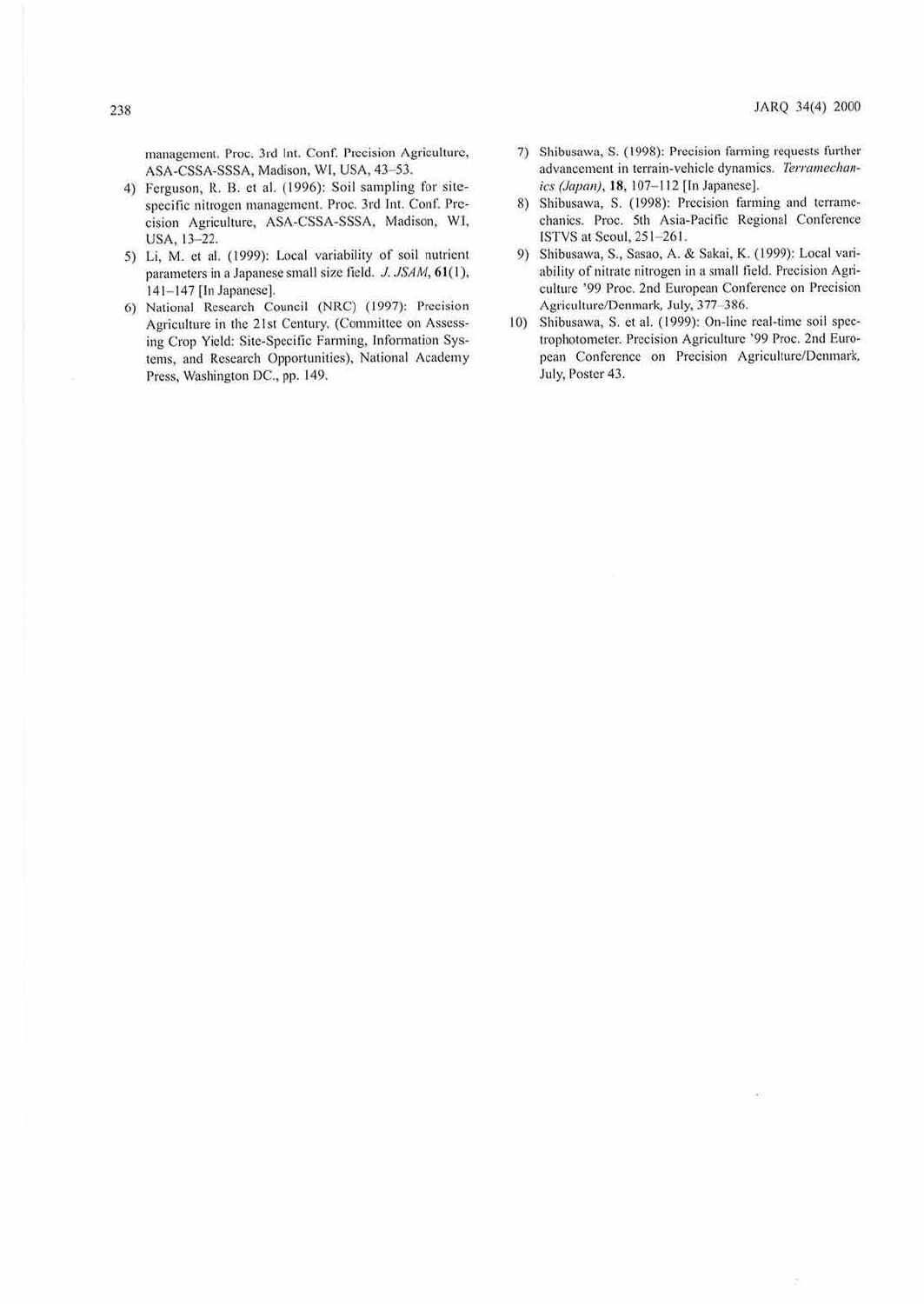management. Proc. 3rd Int. Conf. Precision Agriculture, ASA-CSSA-SSSA, Madison, WI, USA, 43–53.

4) Ferguson, R. B. et al. (1996): Soil sampling for site-specific nitrogen management. Proc. 3rd Int. Conf. Precision Agriculture, ASA-CSSA-SSSA, Madison, WI, USA, 13–22.
5) Li, M. et al. (1999): Local variability of soil nutrient parameters in a Japanese small size field. *J. JSAM*, **61**(1), 141–147 [In Japanese].
6) National Research Council (NRC) (1997): Precision Agriculture in the 21st Century. (Committee on Assessing Crop Yield: Site-Specific Farming, Information Systems, and Research Opportunities), National Academy Press, Washington DC., pp. 149.
7) Shibusawa, S. (1998): Precision farming requests further advancement in terrain-vehicle dynamics. *Terramechanics (Japan)*, **18**, 107–112 [In Japanese].
8) Shibusawa, S. (1998): Precision farming and terramechanics. Proc. 5th Asia-Pacific Regional Conference ISTVS at Seoul, 251–261.
9) Shibusawa, S., Sasao, A. & Sakai, K. (1999): Local variability of nitrate nitrogen in a small field. Precision Agriculture '99 Proc. 2nd European Conference on Precision Agriculture/Denmark, July, 377–386.
10) Shibusawa, S. et al. (1999): On-line real-time soil spectrophotometer. Precision Agriculture '99 Proc. 2nd European Conference on Precision Agriculture/Denmark, July, Poster 43.